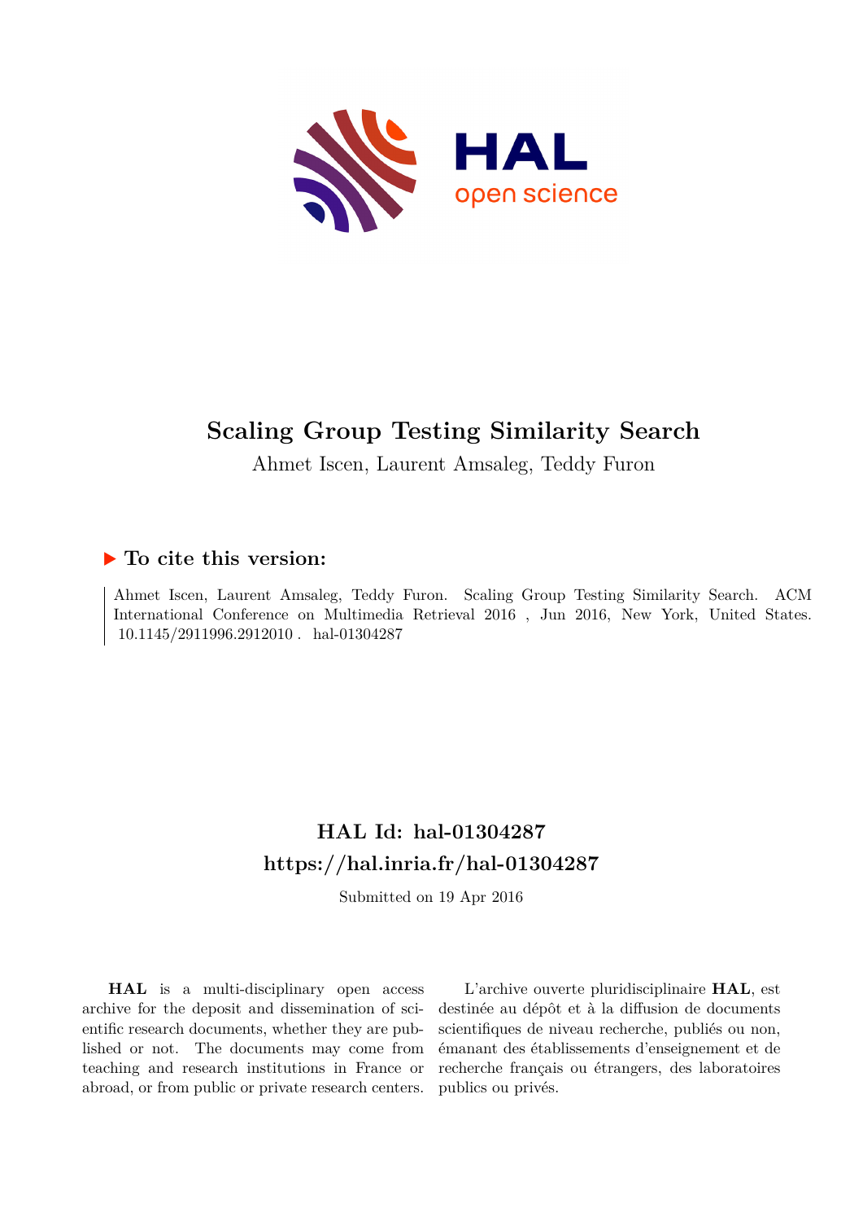# Scaling Group Testing Similarity Search

Ahmet Iscen, Laurent Amsaleg, Teddy Furon

## ▶ To cite this version:

Ahmet Iscen, Laurent Amsaleg, Teddy Furon. Scaling Group Testing Similarity Search. ACM International Conference on Multimedia Retrieval 2016 , Jun 2016, New York, United States. 10.1145/2911996.2912010 . hal-01304287

## HAL Id: hal-01304287

## https://hal.inria.fr/hal-01304287

Submitted on 19 Apr 2016

**HAL** is a multi-disciplinary open access archive for the deposit and dissemination of scientific research documents, whether they are published or not. The documents may come from teaching and research institutions in France or abroad, or from public or private research centers.

L'archive ouverte pluridisciplinaire **HAL**, est destinée au dépôt et à la diffusion de documents scientifiques de niveau recherche, publiés ou non, émanant des établissements d'enseignement et de recherche français ou étrangers, des laboratoires publics ou privés.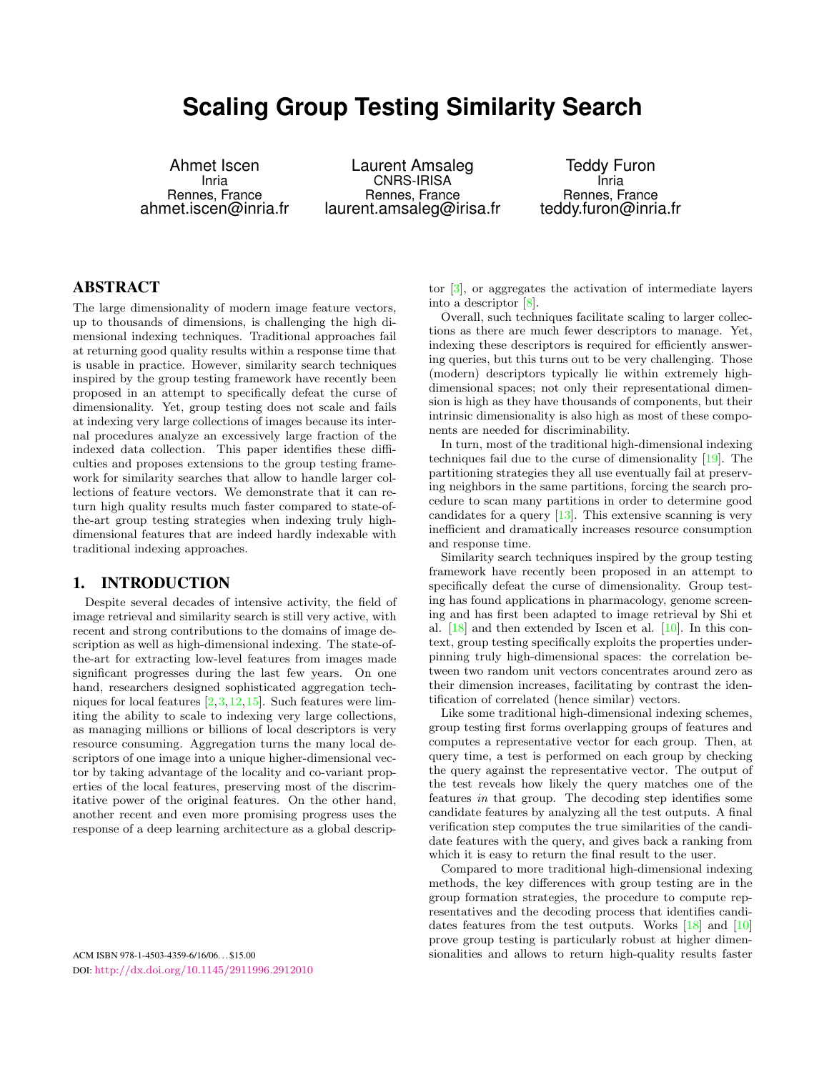# Scaling Group Testing Similarity Search

Ahmet Iscen
Inria
Rennes, France
ahmet.iscen@inria.fr

Laurent Amsaleg
CNRS-IRISA
Rennes, France
laurent.amsaleg@irisa.fr

Teddy Furon
Inria
Rennes, France
teddy.furon@inria.fr

## ABSTRACT

The large dimensionality of modern image feature vectors, up to thousands of dimensions, is challenging the high dimensional indexing techniques. Traditional approaches fail at returning good quality results within a response time that is usable in practice. However, similarity search techniques inspired by the group testing framework have recently been proposed in an attempt to specifically defeat the curse of dimensionality. Yet, group testing does not scale and fails at indexing very large collections of images because its internal procedures analyze an excessively large fraction of the indexed data collection. This paper identifies these difficulties and proposes extensions to the group testing framework for similarity searches that allow to handle larger collections of feature vectors. We demonstrate that it can return high quality results much faster compared to state-of-the-art group testing strategies when indexing truly high-dimensional features that are indeed hardly indexable with traditional indexing approaches.

## 1. INTRODUCTION

Despite several decades of intensive activity, the field of image retrieval and similarity search is still very active, with recent and strong contributions to the domains of image description as well as high-dimensional indexing. The state-of-the-art for extracting low-level features from images made significant progresses during the last few years. On one hand, researchers designed sophisticated aggregation techniques for local features [2,3,12,15]. Such features were limiting the ability to scale to indexing very large collections, as managing millions or billions of local descriptors is very resource consuming. Aggregation turns the many local descriptors of one image into a unique higher-dimensional vector by taking advantage of the locality and co-variant properties of the local features, preserving most of the discriminative power of the original features. On the other hand, another recent and even more promising progress uses the response of a deep learning architecture as a global descriptor [3], or aggregates the activation of intermediate layers into a descriptor [8].

Overall, such techniques facilitate scaling to larger collections as there are much fewer descriptors to manage. Yet, indexing these descriptors is required for efficiently answering queries, but this turns out to be very challenging. Those (modern) descriptors typically lie within extremely high-dimensional spaces; not only their representational dimension is high as they have thousands of components, but their intrinsic dimensionality is also high as most of these components are needed for discriminability.

In turn, most of the traditional high-dimensional indexing techniques fail due to the curse of dimensionality [19]. The partitioning strategies they all use eventually fail at preserving neighbors in the same partitions, forcing the search procedure to scan many partitions in order to determine good candidates for a query [13]. This extensive scanning is very inefficient and dramatically increases resource consumption and response time.

Similarity search techniques inspired by the group testing framework have recently been proposed in an attempt to specifically defeat the curse of dimensionality. Group testing has found applications in pharmacology, genome screening and has first been adapted to image retrieval by Shi et al. [18] and then extended by Iscen et al. [10]. In this context, group testing specifically exploits the properties underpinning truly high-dimensional spaces: the correlation between two random unit vectors concentrates around zero as their dimension increases, facilitating by contrast the identification of correlated (hence similar) vectors.

Like some traditional high-dimensional indexing schemes, group testing first forms overlapping groups of features and computes a representative vector for each group. Then, at query time, a test is performed on each group by checking the query against the representative vector. The output of the test reveals how likely the query matches one of the features *in* that group. The decoding step identifies some candidate features by analyzing all the test outputs. A final verification step computes the true similarities of the candidate features with the query, and gives back a ranking from which it is easy to return the final result to the user.

Compared to more traditional high-dimensional indexing methods, the key differences with group testing are in the group formation strategies, the procedure to compute representatives and the decoding process that identifies candidates from the test outputs. Works [18] and [10] prove group testing is particularly robust at higher dimensionalities and allows to return high-quality results faster

ACM ISBN 978-1-4503-4359-6/16/06…$15.00
DOI: http://dx.doi.org/10.1145/2911996.2912010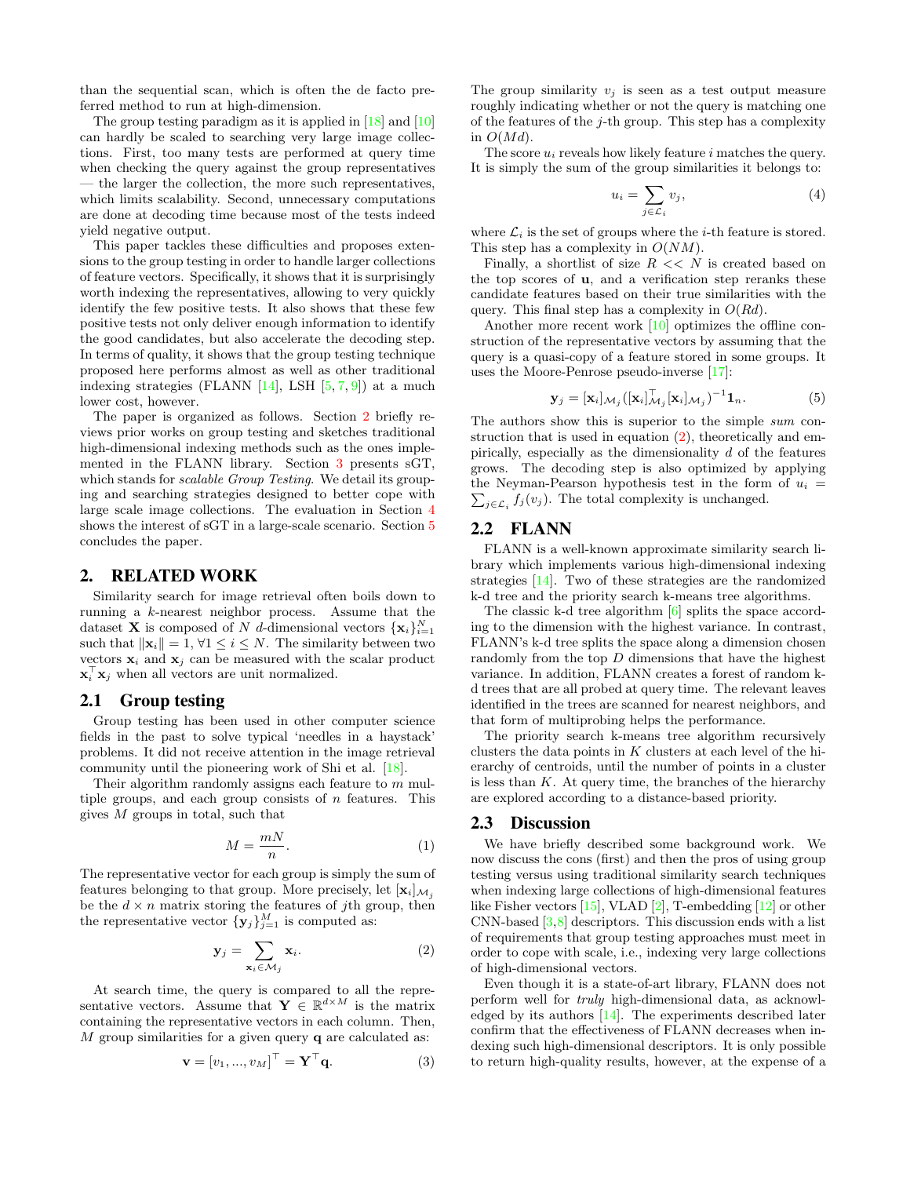than the sequential scan, which is often the de facto preferred method to run at high-dimension.

The group testing paradigm as it is applied in [18] and [10] can hardly be scaled to searching very large image collections. First, too many tests are performed at query time when checking the query against the group representatives — the larger the collection, the more such representatives, which limits scalability. Second, unnecessary computations are done at decoding time because most of the tests indeed yield negative output.

This paper tackles these difficulties and proposes extensions to the group testing in order to handle larger collections of feature vectors. Specifically, it shows that it is surprisingly worth indexing the representatives, allowing to very quickly identify the few positive tests. It also shows that these few positive tests not only deliver enough information to identify the good candidates, but also accelerate the decoding step. In terms of quality, it shows that the group testing technique proposed here performs almost as well as other traditional indexing strategies (FLANN [14], LSH [5, 7, 9]) at a much lower cost, however.

The paper is organized as follows. Section 2 briefly reviews prior works on group testing and sketches traditional high-dimensional indexing methods such as the ones implemented in the FLANN library. Section 3 presents sGT, which stands for *scalable Group Testing*. We detail its grouping and searching strategies designed to better cope with large scale image collections. The evaluation in Section 4 shows the interest of sGT in a large-scale scenario. Section 5 concludes the paper.

## 2. RELATED WORK

Similarity search for image retrieval often boils down to running a $k$-nearest neighbor process. Assume that the dataset $\mathbf{X}$ is composed of $N$ $d$-dimensional vectors $\{\mathbf{x}_i\}_{i=1}^N$ such that $\|\mathbf{x}_i\| = 1, \forall 1 \leq i \leq N$. The similarity between two vectors $\mathbf{x}_i$ and $\mathbf{x}_j$ can be measured with the scalar product $\mathbf{x}_i^\top \mathbf{x}_j$ when all vectors are unit normalized.

### 2.1 Group testing

Group testing has been used in other computer science fields in the past to solve typical 'needles in a haystack' problems. It did not receive attention in the image retrieval community until the pioneering work of Shi et al. [18].

Their algorithm randomly assigns each feature to $m$ multiple groups, and each group consists of $n$ features. This gives $M$ groups in total, such that

$$M = \frac{mN}{n}. \tag{1}$$

The representative vector for each group is simply the sum of features belonging to that group. More precisely, let $[\mathbf{x}_i]_{\mathcal{M}_j}$ be the $d \times n$ matrix storing the features of $j$th group, then the representative vector $\{\mathbf{y}_j\}_{j=1}^M$ is computed as:

$$\mathbf{y}_j = \sum_{\mathbf{x}_i \in \mathcal{M}_j} \mathbf{x}_i. \tag{2}$$

At search time, the query is compared to all the representative vectors. Assume that $\mathbf{Y} \in \mathbb{R}^{d \times M}$ is the matrix containing the representative vectors in each column. Then, $M$ group similarities for a given query $\mathbf{q}$ are calculated as:

$$\mathbf{v} = [v_1, ..., v_M]^\top = \mathbf{Y}^\top \mathbf{q}. \tag{3}$$

The group similarity $v_j$ is seen as a test output measure roughly indicating whether or not the query is matching one of the features of the $j$-th group. This step has a complexity in $O(Md)$.

The score $u_i$ reveals how likely feature $i$ matches the query. It is simply the sum of the group similarities it belongs to:

$$u_i = \sum_{j \in \mathcal{L}_i} v_j, \tag{4}$$

where $\mathcal{L}_i$ is the set of groups where the $i$-th feature is stored. This step has a complexity in $O(NM)$.

Finally, a shortlist of size $R << N$ is created based on the top scores of $\mathbf{u}$, and a verification step reranks these candidate features based on their true similarities with the query. This final step has a complexity in $O(Rd)$.

Another more recent work [10] optimizes the offline construction of the representative vectors by assuming that the query is a quasi-copy of a feature stored in some groups. It uses the Moore-Penrose pseudo-inverse [17]:

$$\mathbf{y}_j = [\mathbf{x}_i]_{\mathcal{M}_j} ([\mathbf{x}_i]_{\mathcal{M}_j}^\top [\mathbf{x}_i]_{\mathcal{M}_j})^{-1} \mathbf{1}_n. \tag{5}$$

The authors show this is superior to the simple *sum* construction that is used in equation (2), theoretically and empirically, especially as the dimensionality $d$ of the features grows. The decoding step is also optimized by applying the Neyman-Pearson hypothesis test in the form of $u_i = \sum_{j \in \mathcal{L}_i} f_j(v_j)$. The total complexity is unchanged.

### 2.2 FLANN

FLANN is a well-known approximate similarity search library which implements various high-dimensional indexing strategies [14]. Two of these strategies are the randomized k-d tree and the priority search k-means tree algorithms.

The classic k-d tree algorithm [6] splits the space according to the dimension with the highest variance. In contrast, FLANN's k-d tree splits the space along a dimension chosen randomly from the top $D$ dimensions that have the highest variance. In addition, FLANN creates a forest of random k-d trees that are all probed at query time. The relevant leaves identified in the trees are scanned for nearest neighbors, and that form of multiprobing helps the performance.

The priority search k-means tree algorithm recursively clusters the data points in $K$ clusters at each level of the hierarchy of centroids, until the number of points in a cluster is less than $K$. At query time, the branches of the hierarchy are explored according to a distance-based priority.

### 2.3 Discussion

We have briefly described some background work. We now discuss the cons (first) and then the pros of using group testing versus using traditional similarity search techniques when indexing large collections of high-dimensional features like Fisher vectors [15], VLAD [2], T-embedding [12] or other CNN-based [3,8] descriptors. This discussion ends with a list of requirements that group testing approaches must meet in order to cope with scale, i.e., indexing very large collections of high-dimensional vectors.

Even though it is a state-of-art library, FLANN does not perform well for *truly* high-dimensional data, as acknowledged by its authors [14]. The experiments described later confirm that the effectiveness of FLANN decreases when indexing such high-dimensional descriptors. It is only possible to return high-quality results, however, at the expense of a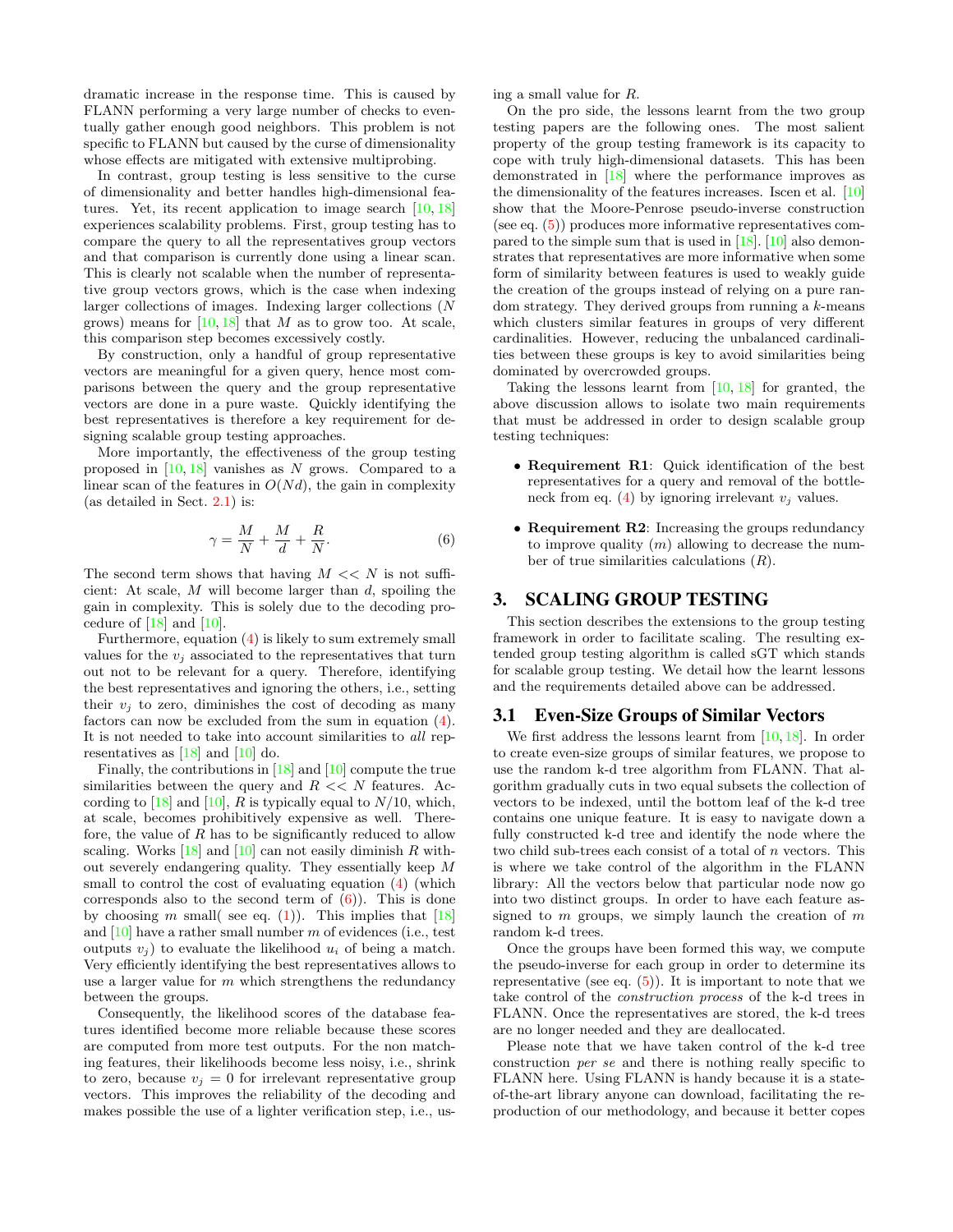dramatic increase in the response time. This is caused by FLANN performing a very large number of checks to eventually gather enough good neighbors. This problem is not specific to FLANN but caused by the curse of dimensionality whose effects are mitigated with extensive multiprobing.

In contrast, group testing is less sensitive to the curse of dimensionality and better handles high-dimensional features. Yet, its recent application to image search [10, 18] experiences scalability problems. First, group testing has to compare the query to all the representatives group vectors and that comparison is currently done using a linear scan. This is clearly not scalable when the number of representative group vectors grows, which is the case when indexing larger collections of images. Indexing larger collections ($N$ grows) means for [10, 18] that $M$ as to grow too. At scale, this comparison step becomes excessively costly.

By construction, only a handful of group representative vectors are meaningful for a given query, hence most comparisons between the query and the group representative vectors are done in a pure waste. Quickly identifying the best representatives is therefore a key requirement for designing scalable group testing approaches.

More importantly, the effectiveness of the group testing proposed in [10, 18] vanishes as $N$ grows. Compared to a linear scan of the features in $O(Nd)$, the gain in complexity (as detailed in Sect. 2.1) is:

$$\gamma = \frac{M}{N} + \frac{M}{d} + \frac{R}{N}. \tag{6}$$

The second term shows that having $M << N$ is not sufficient: At scale, $M$ will become larger than $d$, spoiling the gain in complexity. This is solely due to the decoding procedure of [18] and [10].

Furthermore, equation (4) is likely to sum extremely small values for the $v_j$ associated to the representatives that turn out not to be relevant for a query. Therefore, identifying the best representatives and ignoring the others, i.e., setting their $v_j$ to zero, diminishes the cost of decoding as many factors can now be excluded from the sum in equation (4). It is not needed to take into account similarities to *all* representatives as [18] and [10] do.

Finally, the contributions in [18] and [10] compute the true similarities between the query and $R << N$ features. According to [18] and [10], $R$ is typically equal to $N/10$, which, at scale, becomes prohibitively expensive as well. Therefore, the value of $R$ has to be significantly reduced to allow scaling. Works [18] and [10] can not easily diminish $R$ without severely endangering quality. They essentially keep $M$ small to control the cost of evaluating equation (4) (which corresponds also to the second term of (6)). This is done by choosing $m$ small( see eq. (1)). This implies that [18] and [10] have a rather small number $m$ of evidences (i.e., test outputs $v_j$) to evaluate the likelihood $u_i$ of being a match. Very efficiently identifying the best representatives allows to use a larger value for $m$ which strengthens the redundancy between the groups.

Consequently, the likelihood scores of the database features identified become more reliable because these scores are computed from more test outputs. For the non matching features, their likelihoods become less noisy, i.e., shrink to zero, because $v_j = 0$ for irrelevant representative group vectors. This improves the reliability of the decoding and makes possible the use of a lighter verification step, i.e., using a small value for $R$.

On the pro side, the lessons learnt from the two group testing papers are the following ones. The most salient property of the group testing framework is its capacity to cope with truly high-dimensional datasets. This has been demonstrated in [18] where the performance improves as the dimensionality of the features increases. Iscen et al. [10] show that the Moore-Penrose pseudo-inverse construction (see eq. (5)) produces more informative representatives compared to the simple sum that is used in [18]. [10] also demonstrates that representatives are more informative when some form of similarity between features is used to weakly guide the creation of the groups instead of relying on a pure random strategy. They derived groups from running a $k$-means which clusters similar features in groups of very different cardinalities. However, reducing the unbalanced cardinalities between these groups is key to avoid similarities being dominated by overcrowded groups.

Taking the lessons learnt from [10, 18] for granted, the above discussion allows to isolate two main requirements that must be addressed in order to design scalable group testing techniques:

- **Requirement R1**: Quick identification of the best representatives for a query and removal of the bottleneck from eq. (4) by ignoring irrelevant $v_j$ values.
- **Requirement R2**: Increasing the groups redundancy to improve quality ($m$) allowing to decrease the number of true similarities calculations ($R$).

# 3. SCALING GROUP TESTING

This section describes the extensions to the group testing framework in order to facilitate scaling. The resulting extended group testing algorithm is called sGT which stands for scalable group testing. We detail how the learnt lessons and the requirements detailed above can be addressed.

## 3.1 Even-Size Groups of Similar Vectors

We first address the lessons learnt from [10, 18]. In order to create even-size groups of similar features, we propose to use the random k-d tree algorithm from FLANN. That algorithm gradually cuts in two equal subsets the collection of vectors to be indexed, until the bottom leaf of the k-d tree contains one unique feature. It is easy to navigate down a fully constructed k-d tree and identify the node where the two child sub-trees each consist of a total of $n$ vectors. This is where we take control of the algorithm in the FLANN library: All the vectors below that particular node now go into two distinct groups. In order to have each feature assigned to $m$ groups, we simply launch the creation of $m$ random k-d trees.

Once the groups have been formed this way, we compute the pseudo-inverse for each group in order to determine its representative (see eq. (5)). It is important to note that we take control of the *construction process* of the k-d trees in FLANN. Once the representatives are stored, the k-d trees are no longer needed and they are deallocated.

Please note that we have taken control of the k-d tree construction *per se* and there is nothing really specific to FLANN here. Using FLANN is handy because it is a state-of-the-art library anyone can download, facilitating the reproduction of our methodology, and because it better copes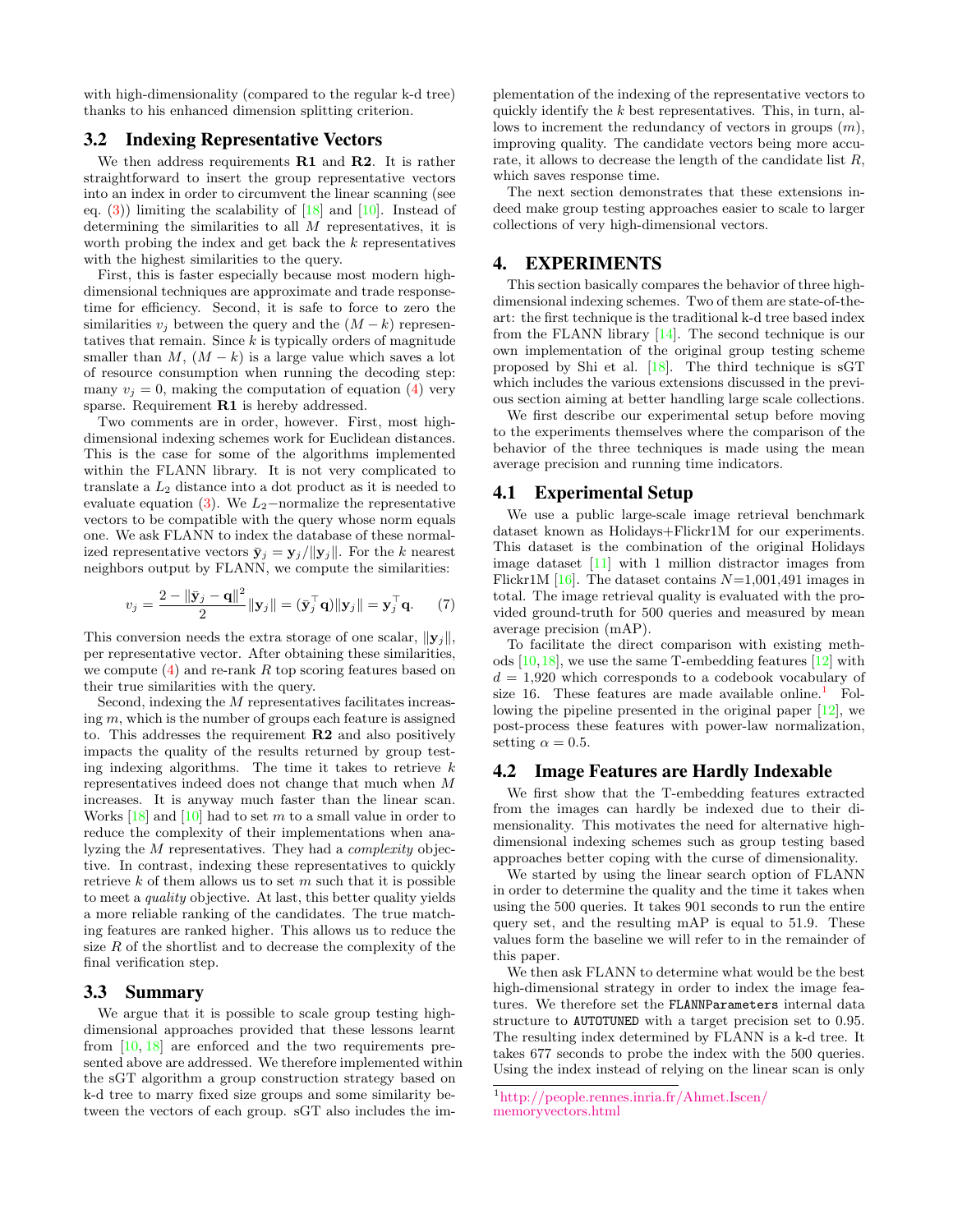with high-dimensionality (compared to the regular k-d tree) thanks to his enhanced dimension splitting criterion.

### 3.2 Indexing Representative Vectors

We then address requirements **R1** and **R2**. It is rather straightforward to insert the group representative vectors into an index in order to circumvent the linear scanning (see eq. (3)) limiting the scalability of [18] and [10]. Instead of determining the similarities to all $M$ representatives, it is worth probing the index and get back the $k$ representatives with the highest similarities to the query.

First, this is faster especially because most modern high-dimensional techniques are approximate and trade response-time for efficiency. Second, it is safe to force to zero the similarities $v_j$ between the query and the $(M-k)$ representatives that remain. Since $k$ is typically orders of magnitude smaller than $M$, $(M-k)$ is a large value which saves a lot of resource consumption when running the decoding step: many $v_j = 0$, making the computation of equation (4) very sparse. Requirement **R1** is hereby addressed.

Two comments are in order, however. First, most high-dimensional indexing schemes work for Euclidean distances. This is the case for some of the algorithms implemented within the FLANN library. It is not very complicated to translate a $L_2$ distance into a dot product as it is needed to evaluate equation (3). We $L_2$−normalize the representative vectors to be compatible with the query whose norm equals one. We ask FLANN to index the database of these normalized representative vectors $\bar{\mathbf{y}}_j = \mathbf{y}_j/\|\mathbf{y}_j\|$. For the $k$ nearest neighbors output by FLANN, we compute the similarities:

$$v_j = \frac{2 - \|\bar{\mathbf{y}}_j - \mathbf{q}\|^2}{2}\|\mathbf{y}_j\| = (\bar{\mathbf{y}}_j^\top \mathbf{q})\|\mathbf{y}_j\| = \mathbf{y}_j^\top \mathbf{q}. \quad (7)$$

This conversion needs the extra storage of one scalar, $\|\mathbf{y}_j\|$, per representative vector. After obtaining these similarities, we compute (4) and re-rank $R$ top scoring features based on their true similarities with the query.

Second, indexing the $M$ representatives facilitates increasing $m$, which is the number of groups each feature is assigned to. This addresses the requirement **R2** and also positively impacts the quality of the results returned by group testing indexing algorithms. The time it takes to retrieve $k$ representatives indeed does not change that much when $M$ increases. It is anyway much faster than the linear scan. Works [18] and [10] had to set $m$ to a small value in order to reduce the complexity of their implementations when analyzing the $M$ representatives. They had a *complexity* objective. In contrast, indexing these representatives to quickly retrieve $k$ of them allows us to set $m$ such that it is possible to meet a *quality* objective. At last, this better quality yields a more reliable ranking of the candidates. The true matching features are ranked higher. This allows us to reduce the size $R$ of the shortlist and to decrease the complexity of the final verification step.

### 3.3 Summary

We argue that it is possible to scale group testing high-dimensional approaches provided that these lessons learnt from [10, 18] are enforced and the two requirements presented above are addressed. We therefore implemented within the sGT algorithm a group construction strategy based on k-d tree to marry fixed size groups and some similarity between the vectors of each group. sGT also includes the implementation of the indexing of the representative vectors to quickly identify the $k$ best representatives. This, in turn, allows to increment the redundancy of vectors in groups ($m$), improving quality. The candidate vectors being more accurate, it allows to decrease the length of the candidate list $R$, which saves response time.

The next section demonstrates that these extensions indeed make group testing approaches easier to scale to larger collections of very high-dimensional vectors.

## 4. EXPERIMENTS

This section basically compares the behavior of three high-dimensional indexing schemes. Two of them are state-of-the-art: the first technique is the traditional k-d tree based index from the FLANN library [14]. The second technique is our own implementation of the original group testing scheme proposed by Shi et al. [18]. The third technique is sGT which includes the various extensions discussed in the previous section aiming at better handling large scale collections.

We first describe our experimental setup before moving to the experiments themselves where the comparison of the behavior of the three techniques is made using the mean average precision and running time indicators.

### 4.1 Experimental Setup

We use a public large-scale image retrieval benchmark dataset known as Holidays+Flickr1M for our experiments. This dataset is the combination of the original Holidays image dataset [11] with 1 million distractor images from Flickr1M [16]. The dataset contains $N$=1,001,491 images in total. The image retrieval quality is evaluated with the provided ground-truth for 500 queries and measured by mean average precision (mAP).

To facilitate the direct comparison with existing methods [10,18], we use the same T-embedding features [12] with $d$ = 1,920 which corresponds to a codebook vocabulary of size 16. These features are made available online.[1] Following the pipeline presented in the original paper [12], we post-process these features with power-law normalization, setting $\alpha = 0.5$.

### 4.2 Image Features are Hardly Indexable

We first show that the T-embedding features extracted from the images can hardly be indexed due to their dimensionality. This motivates the need for alternative high-dimensional indexing schemes such as group testing based approaches better coping with the curse of dimensionality.

We started by using the linear search option of FLANN in order to determine the quality and the time it takes when using the 500 queries. It takes 901 seconds to run the entire query set, and the resulting mAP is equal to 51.9. These values form the baseline we will refer to in the remainder of this paper.

We then ask FLANN to determine what would be the best high-dimensional strategy in order to index the image features. We therefore set the `FLANNParameters` internal data structure to `AUTOTUNED` with a target precision set to 0.95. The resulting index determined by FLANN is a k-d tree. It takes 677 seconds to probe the index with the 500 queries. Using the index instead of relying on the linear scan is only

[1] http://people.rennes.inria.fr/Ahmet.Iscen/memoryvectors.html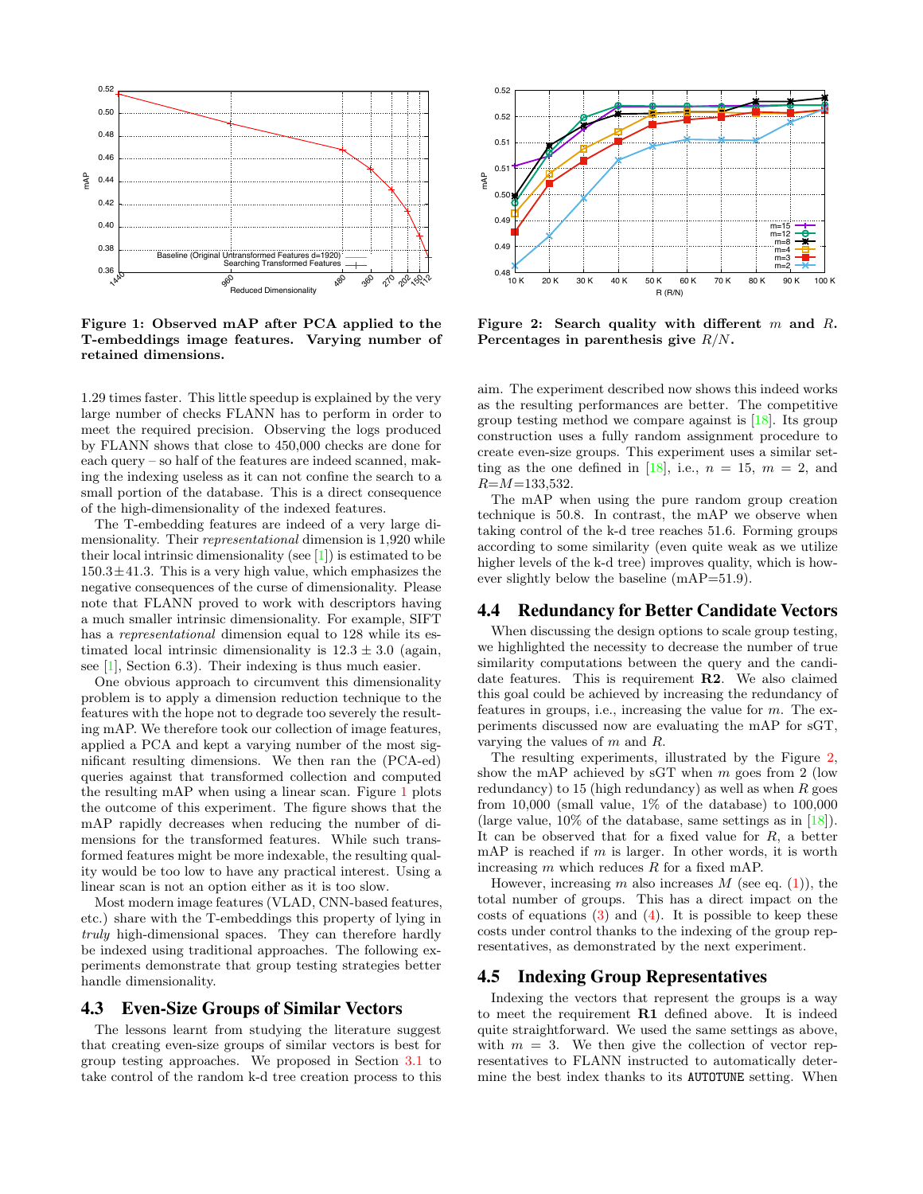**Figure 1: Observed mAP after PCA applied to the T-embeddings image features. Varying number of retained dimensions.**

**Figure 2: Search quality with different $m$ and $R$. Percentages in parenthesis give $R/N$.**

1.29 times faster. This little speedup is explained by the very large number of checks FLANN has to perform in order to meet the required precision. Observing the logs produced by FLANN shows that close to 450,000 checks are done for each query – so half of the features are indeed scanned, making the indexing useless as it can not confine the search to a small portion of the database. This is a direct consequence of the high-dimensionality of the indexed features.

The T-embedding features are indeed of a very large dimensionality. Their *representational* dimension is 1,920 while their local intrinsic dimensionality (see [1]) is estimated to be $150.3 \pm 41.3$. This is a very high value, which emphasizes the negative consequences of the curse of dimensionality. Please note that FLANN proved to work with descriptors having a much smaller intrinsic dimensionality. For example, SIFT has a *representational* dimension equal to 128 while its estimated local intrinsic dimensionality is $12.3 \pm 3.0$ (again, see [1], Section 6.3). Their indexing is thus much easier.

One obvious approach to circumvent this dimensionality problem is to apply a dimension reduction technique to the features with the hope not to degrade too severely the resulting mAP. We therefore took our collection of image features, applied a PCA and kept a varying number of the most significant resulting dimensions. We then ran the (PCA-ed) queries against that transformed collection and computed the resulting mAP when using a linear scan. Figure 1 plots the outcome of this experiment. The figure shows that the mAP rapidly decreases when reducing the number of dimensions for the transformed features. While such transformed features might be more indexable, the resulting quality would be too low to have any practical interest. Using a linear scan is not an option either as it is too slow.

Most modern image features (VLAD, CNN-based features, etc.) share with the T-embeddings this property of lying in *truly* high-dimensional spaces. They can therefore hardly be indexed using traditional approaches. The following experiments demonstrate that group testing strategies better handle dimensionality.

## 4.3 Even-Size Groups of Similar Vectors

The lessons learnt from studying the literature suggest that creating even-size groups of similar vectors is best for group testing approaches. We proposed in Section 3.1 to take control of the random k-d tree creation process to this aim. The experiment described now shows this indeed works as the resulting performances are better. The competitive group testing method we compare against is [18]. Its group construction uses a fully random assignment procedure to create even-size groups. This experiment uses a similar setting as the one defined in [18], i.e., $n = 15$, $m = 2$, and $R$=$M$=133,532.

The mAP when using the pure random group creation technique is 50.8. In contrast, the mAP we observe when taking control of the k-d tree reaches 51.6. Forming groups according to some similarity (even quite weak as we utilize higher levels of the k-d tree) improves quality, which is however slightly below the baseline (mAP=51.9).

## 4.4 Redundancy for Better Candidate Vectors

When discussing the design options to scale group testing, we highlighted the necessity to decrease the number of true similarity computations between the query and the candidate features. This is requirement **R2**. We also claimed this goal could be achieved by increasing the redundancy of features in groups, i.e., increasing the value for $m$. The experiments discussed now are evaluating the mAP for sGT, varying the values of $m$ and $R$.

The resulting experiments, illustrated by the Figure 2, show the mAP achieved by sGT when $m$ goes from 2 (low redundancy) to 15 (high redundancy) as well as when $R$ goes from 10,000 (small value, 1% of the database) to 100,000 (large value, 10% of the database, same settings as in [18]). It can be observed that for a fixed value for $R$, a better mAP is reached if $m$ is larger. In other words, it is worth increasing $m$ which reduces $R$ for a fixed mAP.

However, increasing $m$ also increases $M$ (see eq. (1)), the total number of groups. This has a direct impact on the costs of equations (3) and (4). It is possible to keep these costs under control thanks to the indexing of the group representatives, as demonstrated by the next experiment.

## 4.5 Indexing Group Representatives

Indexing the vectors that represent the groups is a way to meet the requirement **R1** defined above. It is indeed quite straightforward. We used the same settings as above, with $m = 3$. We then give the collection of vector representatives to FLANN instructed to automatically determine the best index thanks to its `AUTOTUNE` setting. When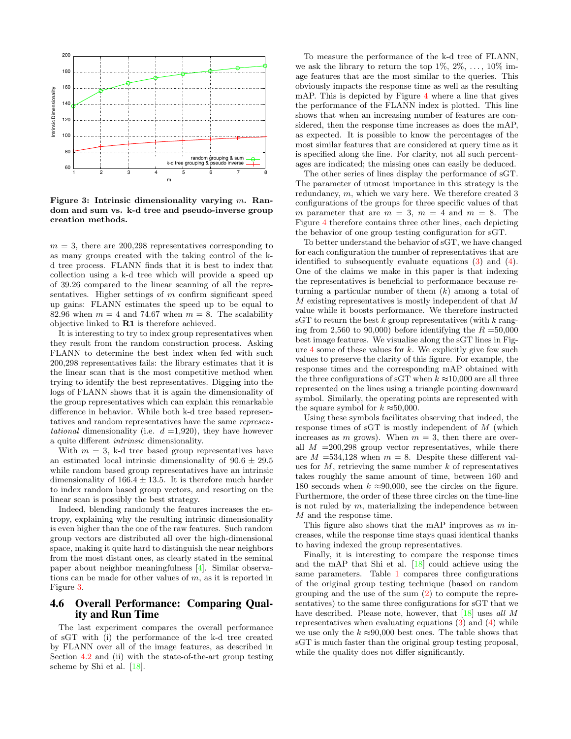**Figure 3: Intrinsic dimensionality varying $m$. Random and sum vs. k-d tree and pseudo-inverse group creation methods.**

$m = 3$, there are 200,298 representatives corresponding to as many groups created with the taking control of the k-d tree process. FLANN finds that it is best to index that collection using a k-d tree which will provide a speed up of 39.26 compared to the linear scanning of all the representatives. Higher settings of $m$ confirm significant speed up gains: FLANN estimates the speed up to be equal to 82.96 when $m = 4$ and 74.67 when $m = 8$. The scalability objective linked to **R1** is therefore achieved.

It is interesting to try to index group representatives when they result from the random construction process. Asking FLANN to determine the best index when fed with such 200,298 representatives fails: the library estimates that it is the linear scan that is the most competitive method when trying to identify the best representatives. Digging into the logs of FLANN shows that it is again the dimensionality of the group representatives which can explain this remarkable difference in behavior. While both k-d tree based representatives and random representatives have the same *representational* dimensionality (i.e. $d$ =1,920), they have however a quite different *intrinsic* dimensionality.

With $m = 3$, k-d tree based group representatives have an estimated local intrinsic dimensionality of $90.6 \pm 29.5$ while random based group representatives have an intrinsic dimensionality of $166.4 \pm 13.5$. It is therefore much harder to index random based group vectors, and resorting on the linear scan is possibly the best strategy.

Indeed, blending randomly the features increases the entropy, explaining why the resulting intrinsic dimensionality is even higher than the one of the raw features. Such random group vectors are distributed all over the high-dimensional space, making it quite hard to distinguish the near neighbors from the most distant ones, as clearly stated in the seminal paper about neighbor meaningfulness [4]. Similar observations can be made for other values of $m$, as it is reported in Figure 3.

## 4.6 Overall Performance: Comparing Quality and Run Time

The last experiment compares the overall performance of sGT with (i) the performance of the k-d tree created by FLANN over all of the image features, as described in Section 4.2 and (ii) with the state-of-the-art group testing scheme by Shi et al. [18].

To measure the performance of the k-d tree of FLANN, we ask the library to return the top 1%, 2%, ..., 10% image features that are the most similar to the queries. This obviously impacts the response time as well as the resulting mAP. This is depicted by Figure 4 where a line that gives the performance of the FLANN index is plotted. This line shows that when an increasing number of features are considered, then the response time increases as does the mAP, as expected. It is possible to know the percentages of the most similar features that are considered at query time as it is specified along the line. For clarity, not all such percentages are indicated; the missing ones can easily be deduced.

The other series of lines display the performance of sGT. The parameter of utmost importance in this strategy is the redundancy, $m$, which we vary here. We therefore created 3 configurations of the groups for three specific values of that $m$ parameter that are $m = 3$, $m = 4$ and $m = 8$. The Figure 4 therefore contains three other lines, each depicting the behavior of one group testing configuration for sGT.

To better understand the behavior of sGT, we have changed for each configuration the number of representatives that are identified to subsequently evaluate equations (3) and (4). One of the claims we make in this paper is that indexing the representatives is beneficial to performance because returning a particular number of them ($k$) among a total of $M$ existing representatives is mostly independent of that $M$ value while it boosts performance. We therefore instructed sGT to return the best $k$ group representatives (with $k$ ranging from 2,560 to 90,000) before identifying the $R$ =50,000 best image features. We visualise along the sGT lines in Figure 4 some of these values for $k$. We explicitly give few such values to preserve the clarity of this figure. For example, the response times and the corresponding mAP obtained with the three configurations of sGT when $k \approx$10,000 are all three represented on the lines using a triangle pointing downward symbol. Similarly, the operating points are represented with the square symbol for $k \approx$50,000.

Using these symbols facilitates observing that indeed, the response times of sGT is mostly independent of $M$ (which increases as $m$ grows). When $m = 3$, then there are overall $M$ =200,298 group vector representatives, while there are $M$ =534,128 when $m = 8$. Despite these different values for $M$, retrieving the same number $k$ of representatives takes roughly the same amount of time, between 160 and 180 seconds when $k \approx$90,000, see the circles on the figure. Furthermore, the order of these three circles on the time-line is not ruled by $m$, materializing the independence between $M$ and the response time.

This figure also shows that the mAP improves as $m$ increases, while the response time stays quasi identical thanks to having indexed the group representatives.

Finally, it is interesting to compare the response times and the mAP that Shi et al. [18] could achieve using the same parameters. Table 1 compares three configurations of the original group testing technique (based on random grouping and the use of the sum (2) to compute the representatives) to the same three configurations for sGT that we have described. Please note, however, that [18] uses *all* $M$ representatives when evaluating equations (3) and (4) while we use only the $k \approx$90,000 best ones. The table shows that sGT is much faster than the original group testing proposal, while the quality does not differ significantly.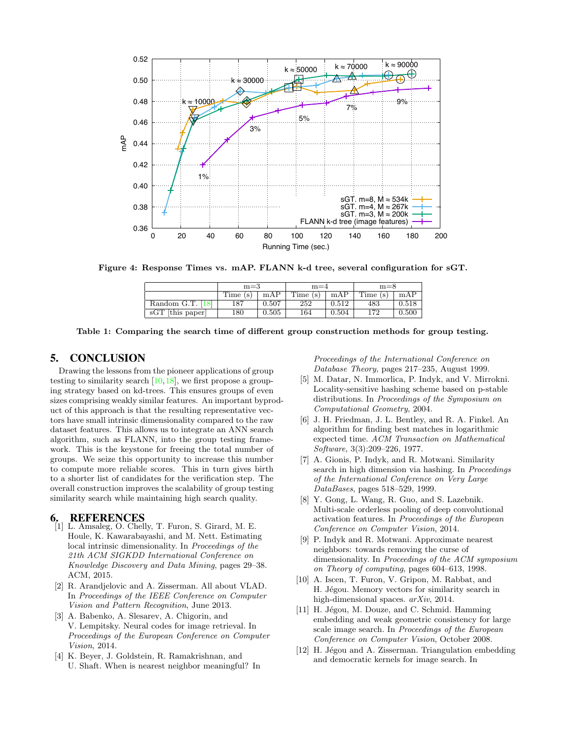**Figure 4: Response Times vs. mAP. FLANN k-d tree, several configuration for sGT.**

| | m=3 | | m=4 | | m=8 | |
|---|---|---|---|---|---|---|
| | Time (s) | mAP | Time (s) | mAP | Time (s) | mAP |
| Random G.T. [18] | 187 | 0.507 | 252 | 0.512 | 483 | 0.518 |
| sGT [this paper] | 180 | 0.505 | 164 | 0.504 | 172 | 0.500 |

**Table 1: Comparing the search time of different group construction methods for group testing.**

## 5. CONCLUSION

Drawing the lessons from the pioneer applications of group testing to similarity search [10,18], we first propose a grouping strategy based on kd-trees. This ensures groups of even sizes comprising weakly similar features. An important byproduct of this approach is that the resulting representative vectors have small intrinsic dimensionality compared to the raw dataset features. This allows us to integrate an ANN search algorithm, such as FLANN, into the group testing framework. This is the keystone for freeing the total number of groups. We seize this opportunity to increase this number to compute more reliable scores. This in turn gives birth to a shorter list of candidates for the verification step. The overall construction improves the scalability of group testing similarity search while maintaining high search quality.

## 6. REFERENCES

[1] L. Amsaleg, O. Chelly, T. Furon, S. Girard, M. E. Houle, K. Kawarabayashi, and M. Nett. Estimating local intrinsic dimensionality. In *Proceedings of the 21th ACM SIGKDD International Conference on Knowledge Discovery and Data Mining*, pages 29–38. ACM, 2015.

[2] R. Arandjelovic and A. Zisserman. All about VLAD. In *Proceedings of the IEEE Conference on Computer Vision and Pattern Recognition*, June 2013.

[3] A. Babenko, A. Slesarev, A. Chigorin, and V. Lempitsky. Neural codes for image retrieval. In *Proceedings of the European Conference on Computer Vision*, 2014.

[4] K. Beyer, J. Goldstein, R. Ramakrishnan, and U. Shaft. When is nearest neighbor meaningful? In *Proceedings of the International Conference on Database Theory*, pages 217–235, August 1999.

[5] M. Datar, N. Immorlica, P. Indyk, and V. Mirrokni. Locality-sensitive hashing scheme based on p-stable distributions. In *Proceedings of the Symposium on Computational Geometry*, 2004.

[6] J. H. Friedman, J. L. Bentley, and R. A. Finkel. An algorithm for finding best matches in logarithmic expected time. *ACM Transaction on Mathematical Software*, 3(3):209–226, 1977.

[7] A. Gionis, P. Indyk, and R. Motwani. Similarity search in high dimension via hashing. In *Proceedings of the International Conference on Very Large DataBases*, pages 518–529, 1999.

[8] Y. Gong, L. Wang, R. Guo, and S. Lazebnik. Multi-scale orderless pooling of deep convolutional activation features. In *Proceedings of the European Conference on Computer Vision*, 2014.

[9] P. Indyk and R. Motwani. Approximate nearest neighbors: towards removing the curse of dimensionality. In *Proceedings of the ACM symposium on Theory of computing*, pages 604–613, 1998.

[10] A. Iscen, T. Furon, V. Gripon, M. Rabbat, and H. Jégou. Memory vectors for similarity search in high-dimensional spaces. *arXiv*, 2014.

[11] H. Jégou, M. Douze, and C. Schmid. Hamming embedding and weak geometric consistency for large scale image search. In *Proceedings of the European Conference on Computer Vision*, October 2008.

[12] H. Jégou and A. Zisserman. Triangulation embedding and democratic kernels for image search. In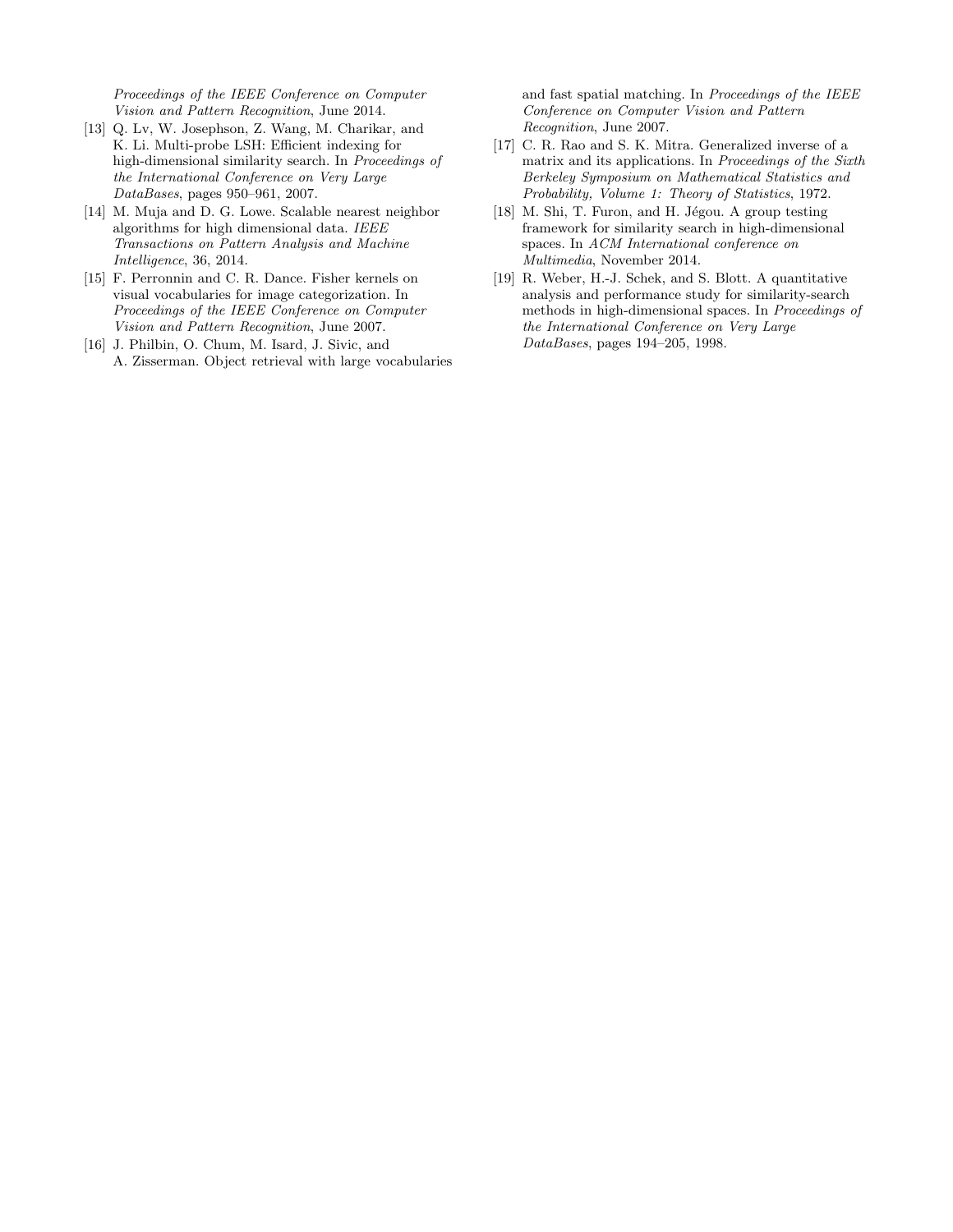*Proceedings of the IEEE Conference on Computer Vision and Pattern Recognition*, June 2014.

[13] Q. Lv, W. Josephson, Z. Wang, M. Charikar, and K. Li. Multi-probe LSH: Efficient indexing for high-dimensional similarity search. In *Proceedings of the International Conference on Very Large DataBases*, pages 950–961, 2007.

[14] M. Muja and D. G. Lowe. Scalable nearest neighbor algorithms for high dimensional data. *IEEE Transactions on Pattern Analysis and Machine Intelligence*, 36, 2014.

[15] F. Perronnin and C. R. Dance. Fisher kernels on visual vocabularies for image categorization. In *Proceedings of the IEEE Conference on Computer Vision and Pattern Recognition*, June 2007.

[16] J. Philbin, O. Chum, M. Isard, J. Sivic, and A. Zisserman. Object retrieval with large vocabularies and fast spatial matching. In *Proceedings of the IEEE Conference on Computer Vision and Pattern Recognition*, June 2007.

[17] C. R. Rao and S. K. Mitra. Generalized inverse of a matrix and its applications. In *Proceedings of the Sixth Berkeley Symposium on Mathematical Statistics and Probability, Volume 1: Theory of Statistics*, 1972.

[18] M. Shi, T. Furon, and H. Jégou. A group testing framework for similarity search in high-dimensional spaces. In *ACM International conference on Multimedia*, November 2014.

[19] R. Weber, H.-J. Schek, and S. Blott. A quantitative analysis and performance study for similarity-search methods in high-dimensional spaces. In *Proceedings of the International Conference on Very Large DataBases*, pages 194–205, 1998.